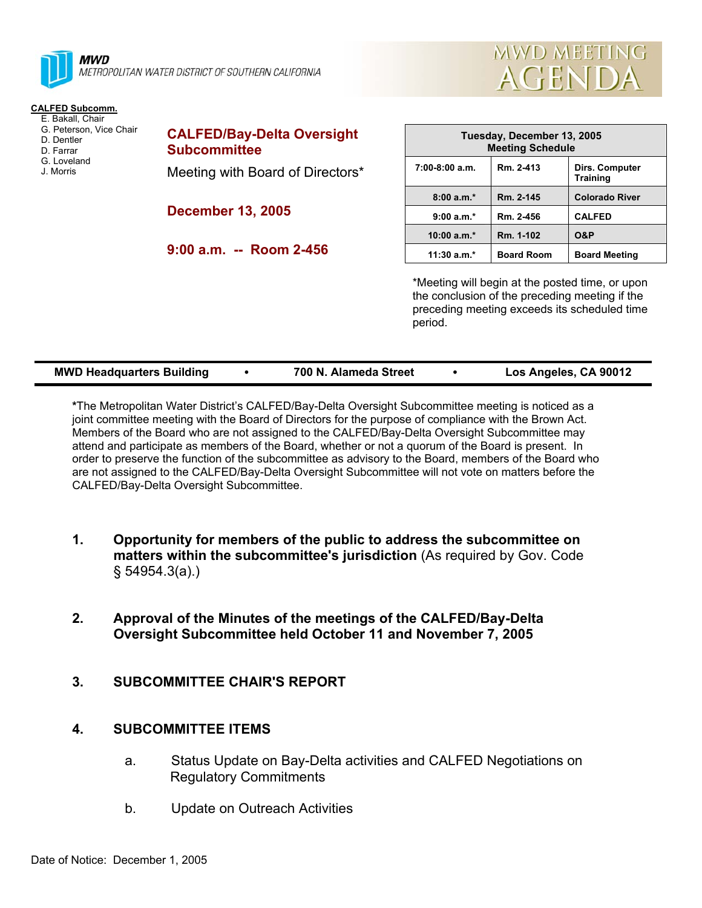**MWD**
METROPOLITAN WATER DISTRICT OF SOUTHERN CALIFORNIA

# MWD MEETING AGENDA

**CALFED Subcomm.**
E. Bakall, Chair
G. Peterson, Vice Chair
D. Dentler
D. Farrar
G. Loveland
J. Morris

## CALFED/Bay-Delta Oversight Subcommittee

Meeting with Board of Directors*

**December 13, 2005**

**9:00 a.m. -- Room 2-456**

| Tuesday, December 13, 2005 Meeting Schedule | | |
|---|---|---|
| 7:00-8:00 a.m. | Rm. 2-413 | Dirs. Computer Training |
| 8:00 a.m.* | Rm. 2-145 | Colorado River |
| 9:00 a.m.* | Rm. 2-456 | CALFED |
| 10:00 a.m.* | Rm. 1-102 | O&P |
| 11:30 a.m.* | Board Room | Board Meeting |

*Meeting will begin at the posted time, or upon the conclusion of the preceding meeting if the preceding meeting exceeds its scheduled time period.

**MWD Headquarters Building • 700 N. Alameda Street • Los Angeles, CA 90012**

***The Metropolitan Water District's CALFED/Bay-Delta Oversight Subcommittee meeting is noticed as a joint committee meeting with the Board of Directors for the purpose of compliance with the Brown Act. Members of the Board who are not assigned to the CALFED/Bay-Delta Oversight Subcommittee may attend and participate as members of the Board, whether or not a quorum of the Board is present. In order to preserve the function of the subcommittee as advisory to the Board, members of the Board who are not assigned to the CALFED/Bay-Delta Oversight Subcommittee will not vote on matters before the CALFED/Bay-Delta Oversight Subcommittee.

1. **Opportunity for members of the public to address the subcommittee on matters within the subcommittee's jurisdiction** (As required by Gov. Code § 54954.3(a).)

2. **Approval of the Minutes of the meetings of the CALFED/Bay-Delta Oversight Subcommittee held October 11 and November 7, 2005**

3. **SUBCOMMITTEE CHAIR'S REPORT**

4. **SUBCOMMITTEE ITEMS**

   a. Status Update on Bay-Delta activities and CALFED Negotiations on Regulatory Commitments

   b. Update on Outreach Activities

Date of Notice: December 1, 2005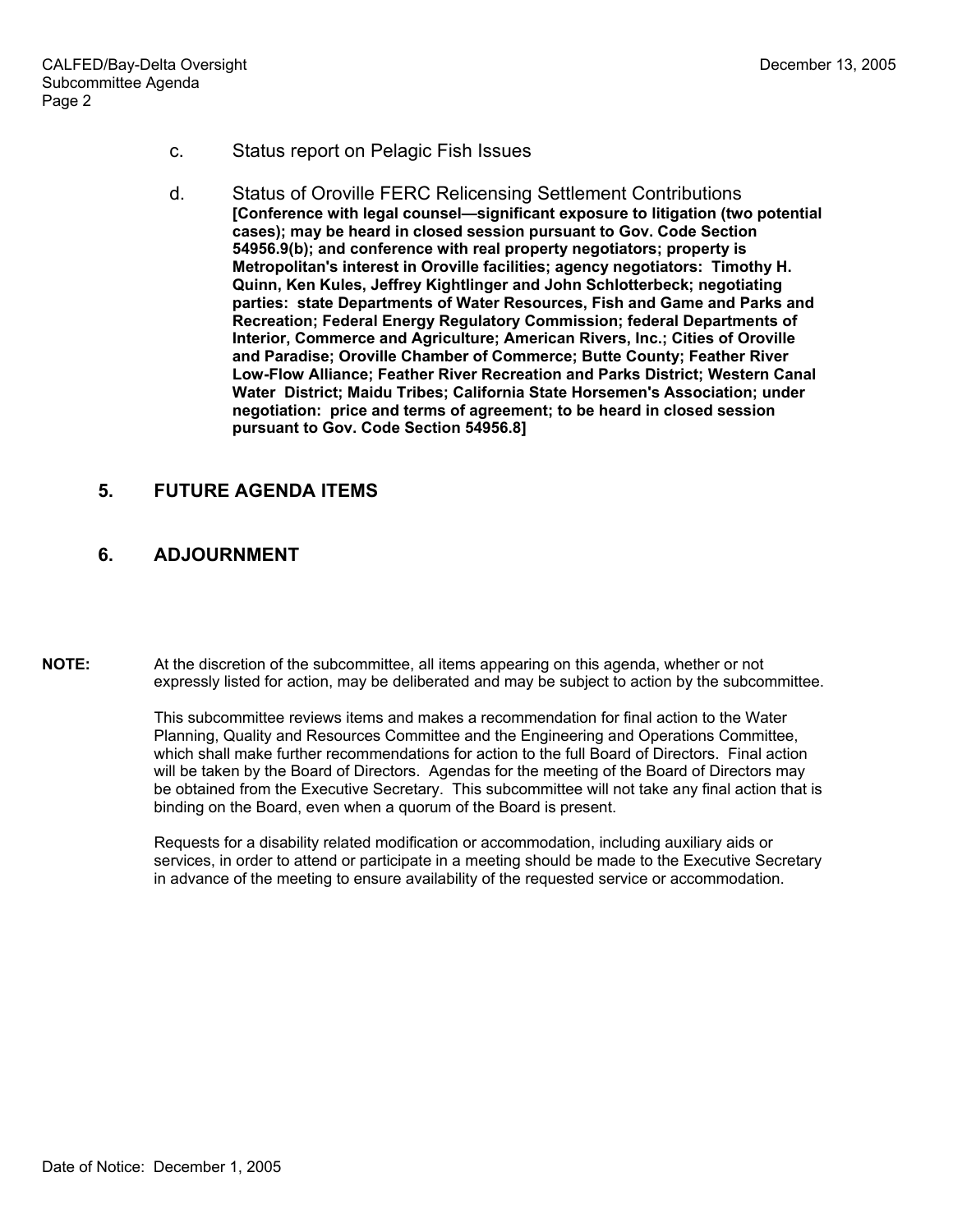c. Status report on Pelagic Fish Issues

d. Status of Oroville FERC Relicensing Settlement Contributions
**[Conference with legal counsel—significant exposure to litigation (two potential cases); may be heard in closed session pursuant to Gov. Code Section 54956.9(b); and conference with real property negotiators; property is Metropolitan's interest in Oroville facilities; agency negotiators: Timothy H. Quinn, Ken Kules, Jeffrey Kightlinger and John Schlotterbeck; negotiating parties: state Departments of Water Resources, Fish and Game and Parks and Recreation; Federal Energy Regulatory Commission; federal Departments of Interior, Commerce and Agriculture; American Rivers, Inc.; Cities of Oroville and Paradise; Oroville Chamber of Commerce; Butte County; Feather River Low-Flow Alliance; Feather River Recreation and Parks District; Western Canal Water District; Maidu Tribes; California State Horsemen's Association; under negotiation: price and terms of agreement; to be heard in closed session pursuant to Gov. Code Section 54956.8]**

## 5. FUTURE AGENDA ITEMS

## 6. ADJOURNMENT

**NOTE:** At the discretion of the subcommittee, all items appearing on this agenda, whether or not expressly listed for action, may be deliberated and may be subject to action by the subcommittee.

This subcommittee reviews items and makes a recommendation for final action to the Water Planning, Quality and Resources Committee and the Engineering and Operations Committee, which shall make further recommendations for action to the full Board of Directors. Final action will be taken by the Board of Directors. Agendas for the meeting of the Board of Directors may be obtained from the Executive Secretary. This subcommittee will not take any final action that is binding on the Board, even when a quorum of the Board is present.

Requests for a disability related modification or accommodation, including auxiliary aids or services, in order to attend or participate in a meeting should be made to the Executive Secretary in advance of the meeting to ensure availability of the requested service or accommodation.

Date of Notice: December 1, 2005